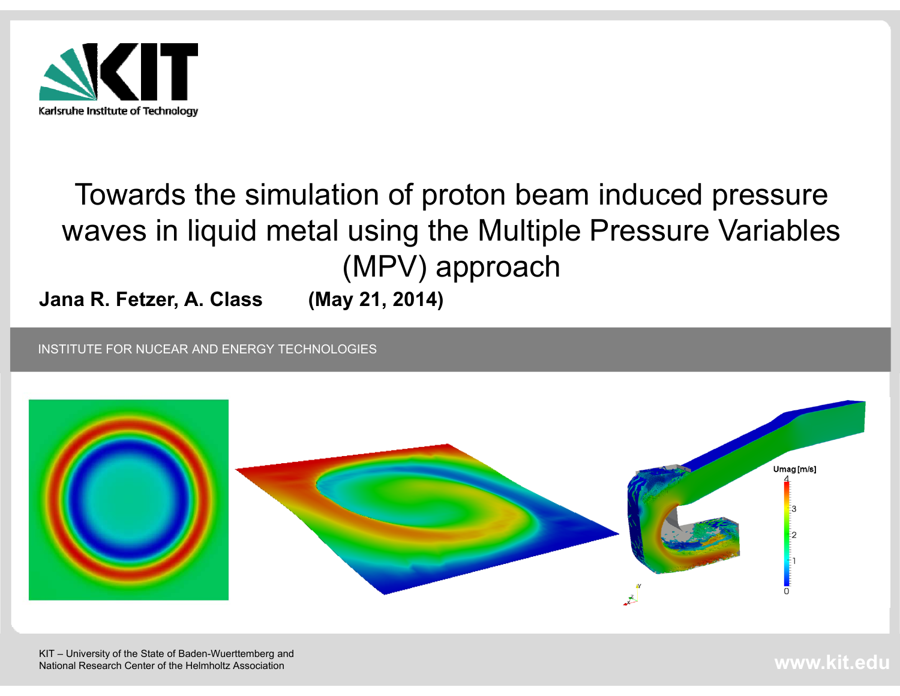Karlsruhe Institute of Technology

# Towards the simulation of proton beam induced pressure waves in liquid metal using the Multiple Pressure Variables (MPV) approach

**Jana R. Fetzer, A. Class (May 21, 2014)**

INSTITUTE FOR NUCEAR AND ENERGY TECHNOLOGIES

KIT – University of the State of Baden-Wuerttemberg and National Research Center of the Helmholtz Association

www.kit.edu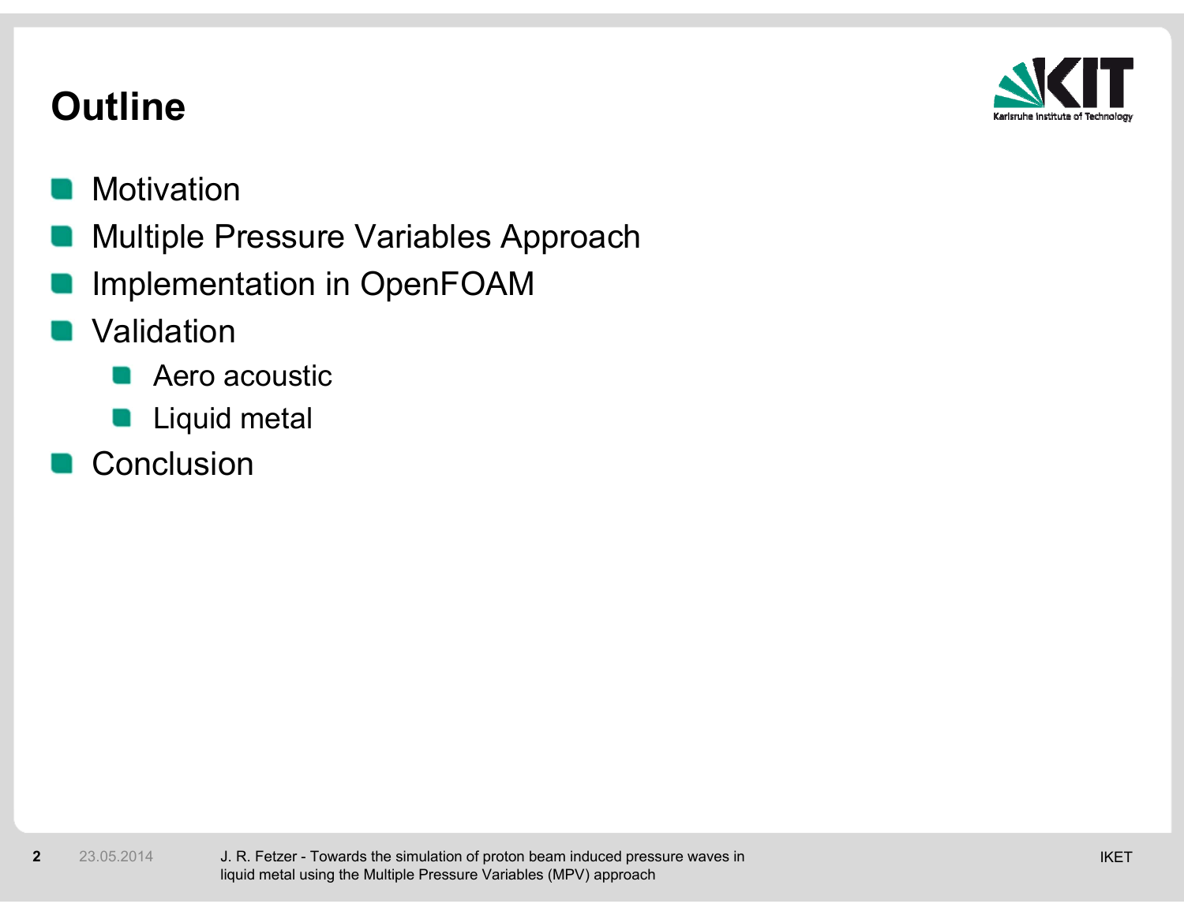# Outline

- Motivation
- Multiple Pressure Variables Approach
- Implementation in OpenFOAM
- Validation
  - Aero acoustic
  - Liquid metal
- Conclusion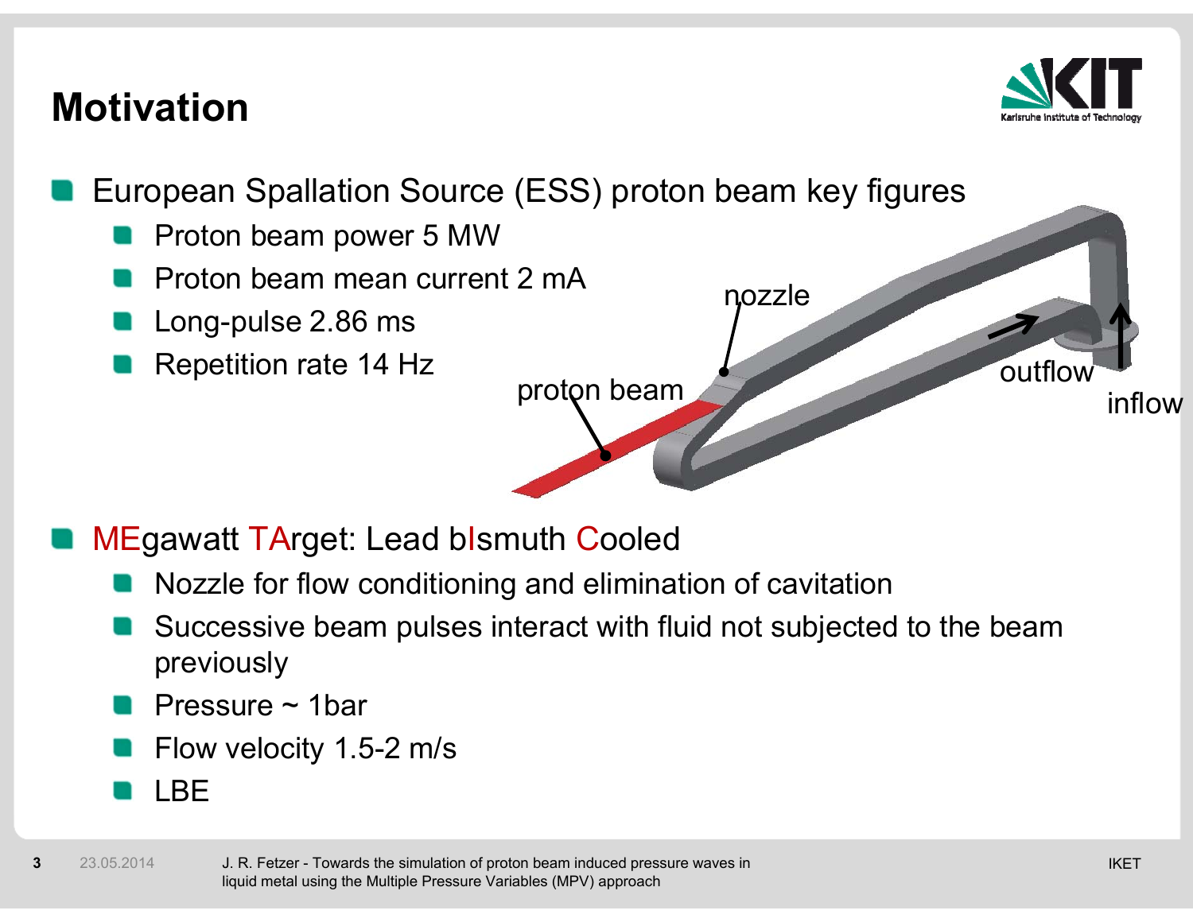# Motivation

- European Spallation Source (ESS) proton beam key figures
  - Proton beam power 5 MW
  - Proton beam mean current 2 mA
  - Long-pulse 2.86 ms
  - Repetition rate 14 Hz

nozzle

proton beam

outflow

inflow

- MEgawatt TArget: Lead bIsmuth Cooled
  - Nozzle for flow conditioning and elimination of cavitation
  - Successive beam pulses interact with fluid not subjected to the beam previously
  - Pressure ~ 1bar
  - Flow velocity 1.5-2 m/s
  - LBE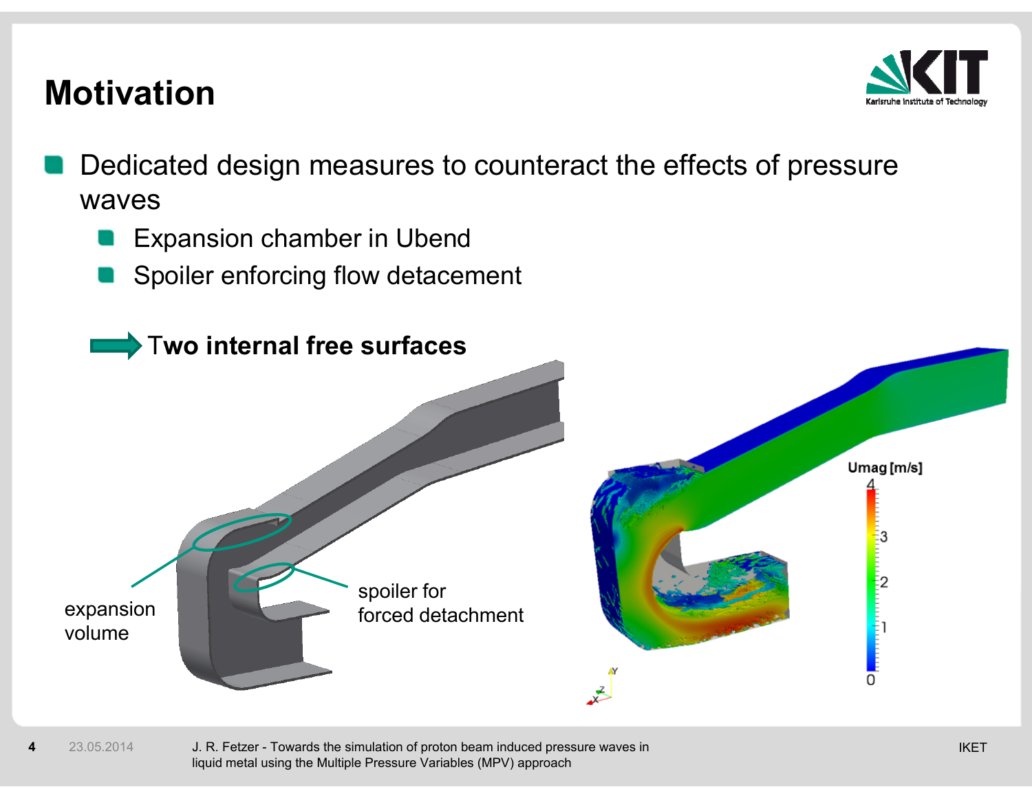# Motivation

- Dedicated design measures to counteract the effects of pressure waves
  - Expansion chamber in Ubend
  - Spoiler enforcing flow detacement

➡ **Two internal free surfaces**

expansion volume

spoiler for forced detachment

Umag [m/s]

4

3

2

1

0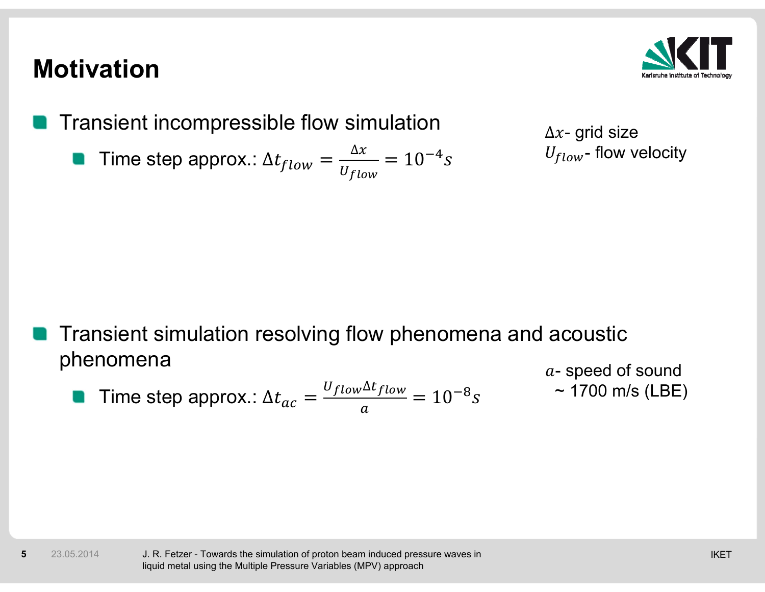# Motivation

- Transient incompressible flow simulation
  - Time step approx.: $\Delta t_{flow} = \frac{\Delta x}{U_{flow}} = 10^{-4} s$

$\Delta x$- grid size
$U_{flow}$- flow velocity

- Transient simulation resolving flow phenomena and acoustic phenomena
  - Time step approx.: $\Delta t_{ac} = \frac{U_{flow} \Delta t_{flow}}{a} = 10^{-8} s$

$a$- speed of sound
~ 1700 m/s (LBE)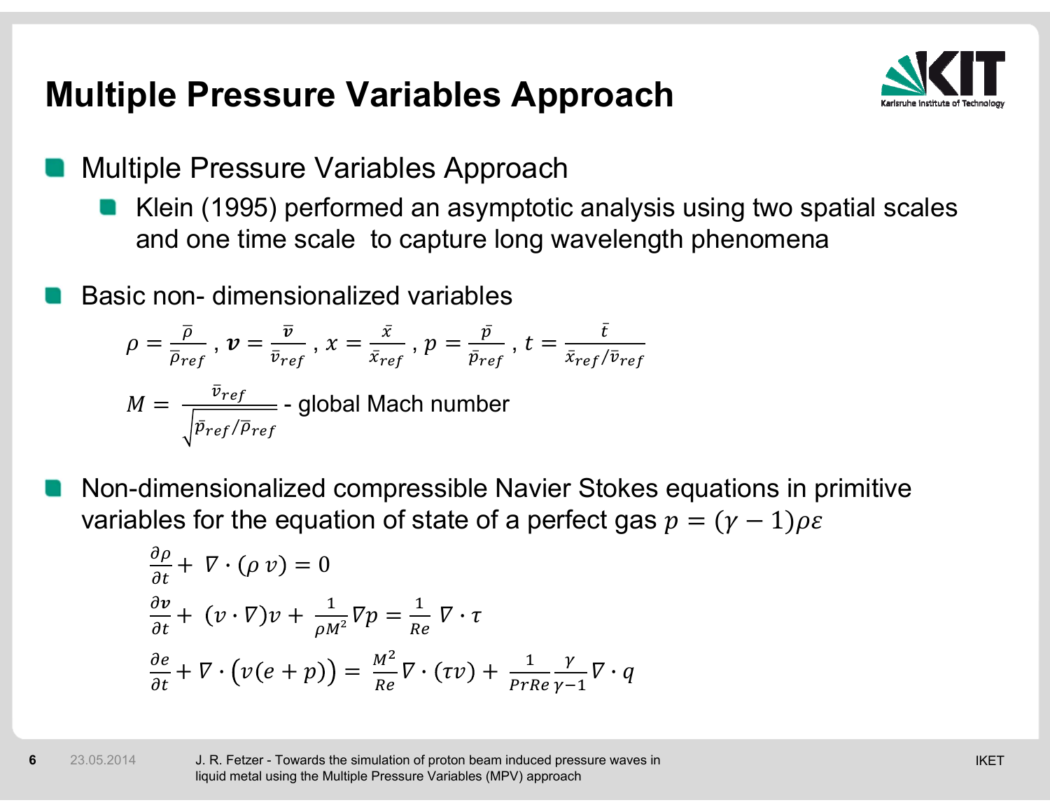# Multiple Pressure Variables Approach

- Multiple Pressure Variables Approach
  - Klein (1995) performed an asymptotic analysis using two spatial scales and one time scale to capture long wavelength phenomena

- Basic non- dimensionalized variables

$$\rho = \frac{\bar{\rho}}{\bar{\rho}_{ref}}, \boldsymbol{v} = \frac{\bar{\boldsymbol{v}}}{\bar{v}_{ref}}, x = \frac{\bar{x}}{\bar{x}_{ref}}, p = \frac{\bar{p}}{\bar{p}_{ref}}, t = \frac{\bar{t}}{\bar{x}_{ref}/\bar{v}_{ref}}$$

$$M = \frac{\bar{v}_{ref}}{\sqrt{\bar{p}_{ref}/\bar{\rho}_{ref}}}$$ - global Mach number

- Non-dimensionalized compressible Navier Stokes equations in primitive variables for the equation of state of a perfect gas $p = (\gamma - 1)\rho\varepsilon$

$$\frac{\partial \rho}{\partial t} + \nabla \cdot (\rho\, v) = 0$$

$$\frac{\partial v}{\partial t} + (v \cdot \nabla)v + \frac{1}{\rho M^2}\nabla p = \frac{1}{Re}\, \nabla \cdot \tau$$

$$\frac{\partial e}{\partial t} + \nabla \cdot \big(v(e + p)\big) = \frac{M^2}{Re}\nabla \cdot (\tau v) + \frac{1}{PrRe}\frac{\gamma}{\gamma - 1}\nabla \cdot q$$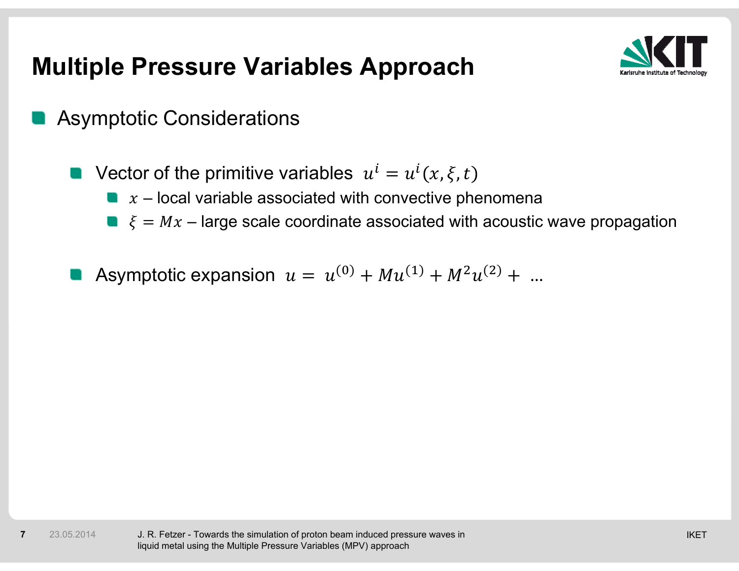# Multiple Pressure Variables Approach

- Asymptotic Considerations

  - Vector of the primitive variables $u^i = u^i(x, \xi, t)$
    - $x$ – local variable associated with convective phenomena
    - $\xi = Mx$ – large scale coordinate associated with acoustic wave propagation

  - Asymptotic expansion $u = u^{(0)} + Mu^{(1)} + M^2 u^{(2)} + \ldots$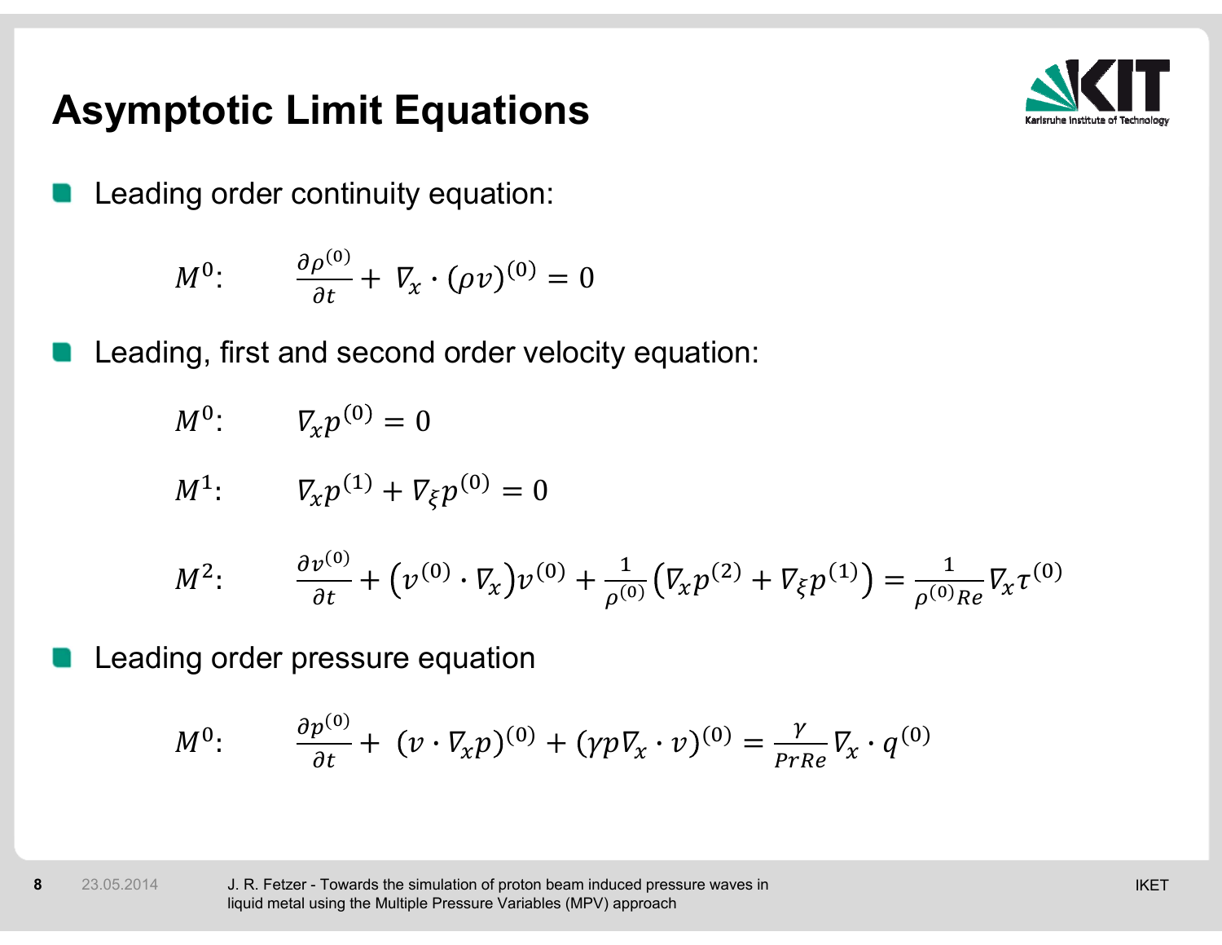# Asymptotic Limit Equations

- Leading order continuity equation:

$$M^0: \qquad \frac{\partial \rho^{(0)}}{\partial t} + \nabla_x \cdot (\rho v)^{(0)} = 0$$

- Leading, first and second order velocity equation:

$$M^0: \qquad \nabla_x p^{(0)} = 0$$

$$M^1: \qquad \nabla_x p^{(1)} + \nabla_\xi p^{(0)} = 0$$

$$M^2: \qquad \frac{\partial v^{(0)}}{\partial t} + \left(v^{(0)} \cdot \nabla_x\right) v^{(0)} + \frac{1}{\rho^{(0)}}\left(\nabla_x p^{(2)} + \nabla_\xi p^{(1)}\right) = \frac{1}{\rho^{(0)} Re} \nabla_x \tau^{(0)}$$

- Leading order pressure equation

$$M^0: \qquad \frac{\partial p^{(0)}}{\partial t} + (v \cdot \nabla_x p)^{(0)} + (\gamma p \nabla_x \cdot v)^{(0)} = \frac{\gamma}{Pr Re} \nabla_x \cdot q^{(0)}$$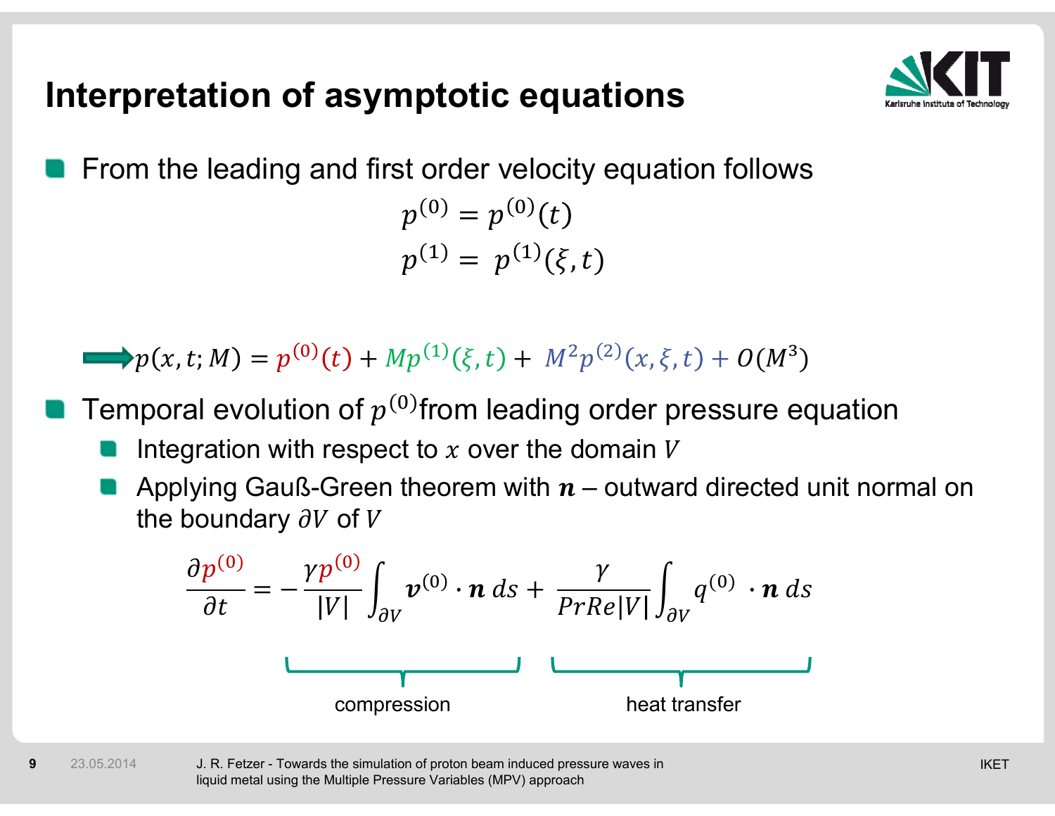# Interpretation of asymptotic equations

- From the leading and first order velocity equation follows

$$p^{(0)} = p^{(0)}(t)$$
$$p^{(1)} = p^{(1)}(\xi, t)$$

$$\Rightarrow p(x,t;M) = p^{(0)}(t) + Mp^{(1)}(\xi,t) + M^2 p^{(2)}(x,\xi,t) + O(M^3)$$

- Temporal evolution of $p^{(0)}$ from leading order pressure equation
  - Integration with respect to $x$ over the domain $V$
  - Applying Gauß-Green theorem with $\boldsymbol{n}$ – outward directed unit normal on the boundary $\partial V$ of $V$

$$\frac{\partial p^{(0)}}{\partial t} = \underbrace{-\frac{\gamma p^{(0)}}{|V|}\int_{\partial V} \boldsymbol{v}^{(0)} \cdot \boldsymbol{n}\, ds}_{\text{compression}} + \underbrace{\frac{\gamma}{PrRe|V|}\int_{\partial V} q^{(0)} \cdot \boldsymbol{n}\, ds}_{\text{heat transfer}}$$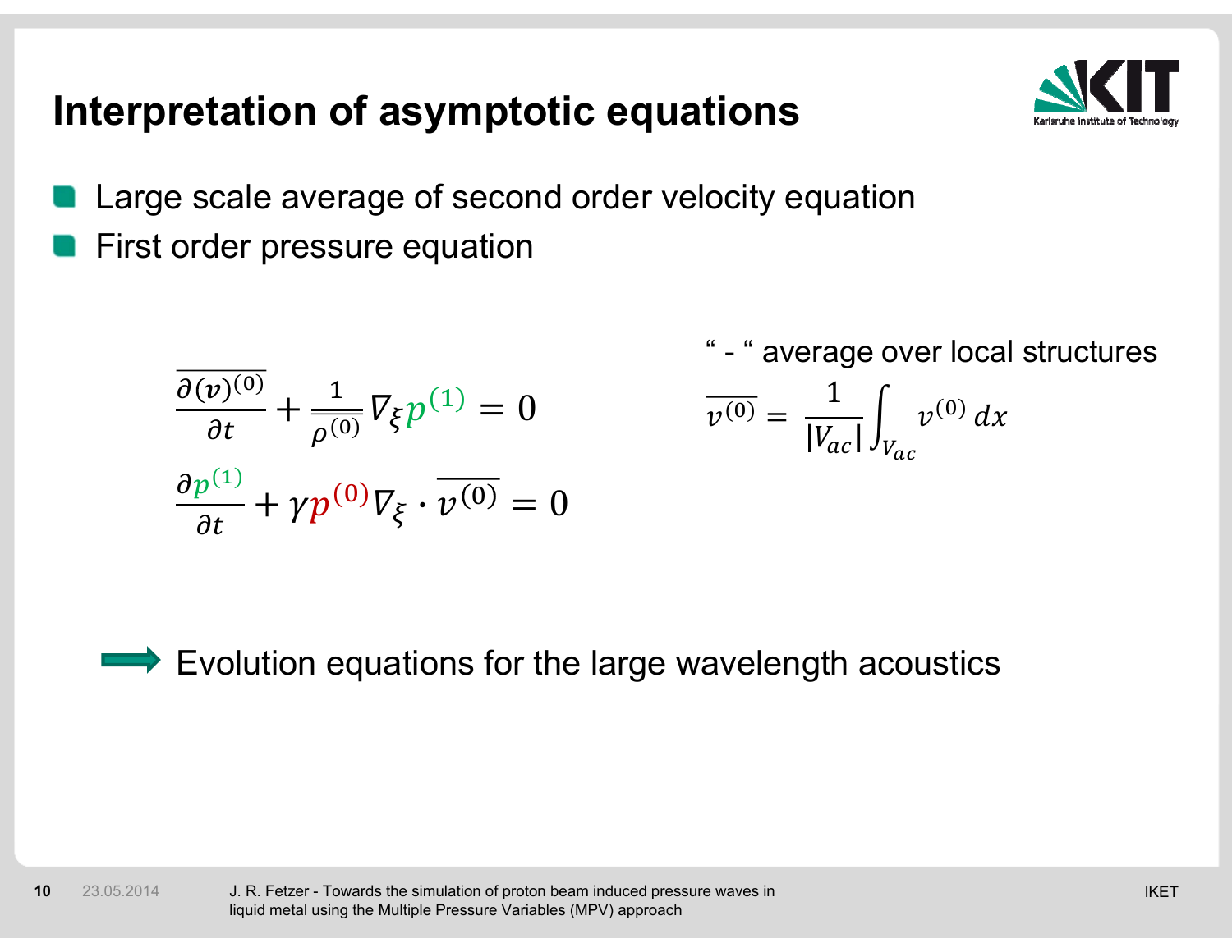# Interpretation of asymptotic equations

- Large scale average of second order velocity equation
- First order pressure equation

$$\frac{\overline{\partial (\boldsymbol{v})^{(0)}}}{\partial t} + \frac{1}{\overline{\rho^{(0)}}} \nabla_\xi p^{(1)} = 0$$

$$\frac{\partial p^{(1)}}{\partial t} + \gamma p^{(0)} \nabla_\xi \cdot \overline{v^{(0)}} = 0$$

" - " average over local structures

$$\overline{v^{(0)}} = \frac{1}{|V_{ac}|} \int_{V_{ac}} v^{(0)} \, dx$$

➡ Evolution equations for the large wavelength acoustics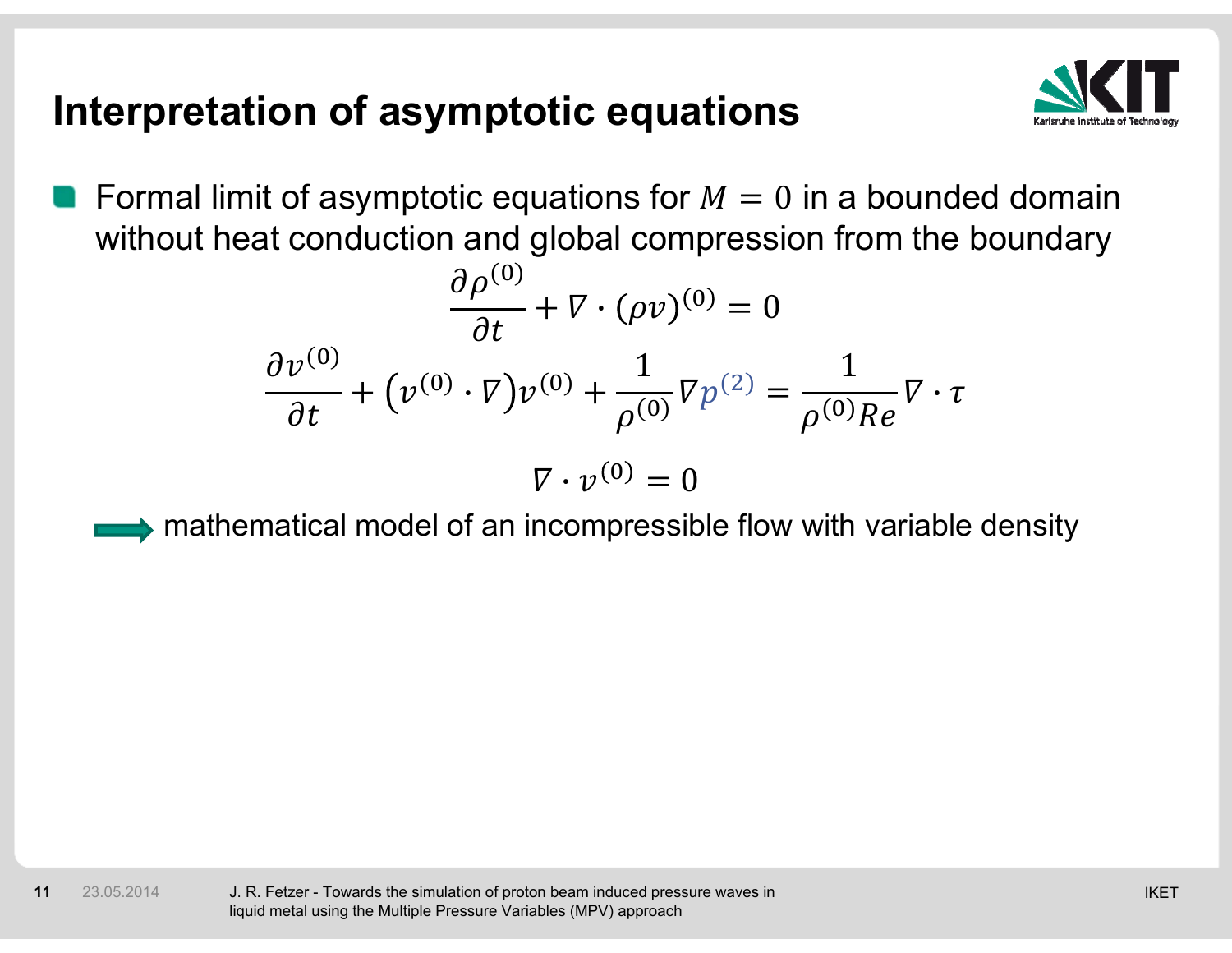# Interpretation of asymptotic equations

- Formal limit of asymptotic equations for $M = 0$ in a bounded domain without heat conduction and global compression from the boundary

$$\frac{\partial \rho^{(0)}}{\partial t} + \nabla \cdot (\rho v)^{(0)} = 0$$

$$\frac{\partial v^{(0)}}{\partial t} + \left(v^{(0)} \cdot \nabla\right) v^{(0)} + \frac{1}{\rho^{(0)}} \nabla p^{(2)} = \frac{1}{\rho^{(0)} Re} \nabla \cdot \tau$$

$$\nabla \cdot v^{(0)} = 0$$

→ mathematical model of an incompressible flow with variable density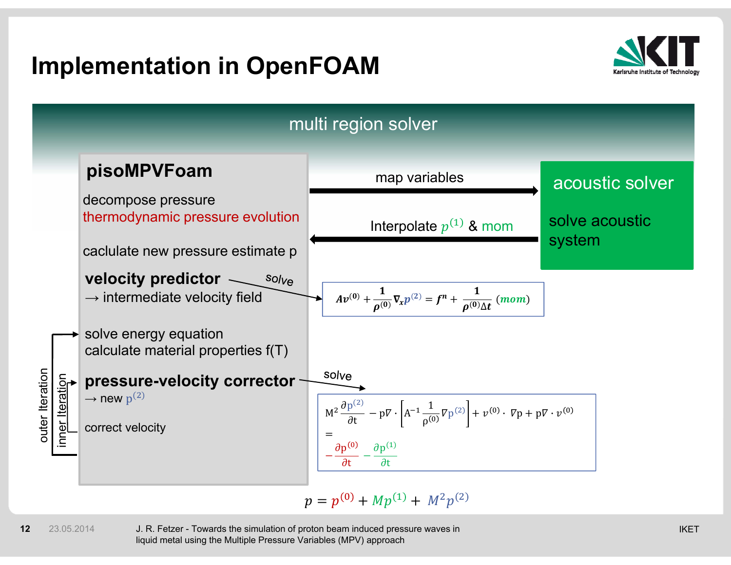# Implementation in OpenFOAM

multi region solver

## pisoMPVFoam

decompose pressure

thermodynamic pressure evolution

caclulate new pressure estimate p

**velocity predictor** → intermediate velocity field

solve:

$$A v^{(0)} + \frac{1}{\rho^{(0)}} \nabla_x p^{(2)} = f^n + \frac{1}{\rho^{(0)} \Delta t} (mom)$$

solve energy equation

calculate material properties f(T)

**pressure-velocity corrector** → new $p^{(2)}$

solve:

$$M^2 \frac{\partial p^{(2)}}{\partial t} - p\nabla \cdot \left[ A^{-1} \frac{1}{\rho^{(0)}} \nabla p^{(2)} \right] + v^{(0)} \cdot \nabla p + p \nabla \cdot v^{(0)} = -\frac{\partial p^{(0)}}{\partial t} - \frac{\partial p^{(1)}}{\partial t}$$

correct velocity

inner Iteration

outer Iteration

map variables →

← Interpolate $p^{(1)}$ & mom

## acoustic solver

solve acoustic system

$$p = p^{(0)} + M p^{(1)} + M^2 p^{(2)}$$

J. R. Fetzer - Towards the simulation of proton beam induced pressure waves in liquid metal using the Multiple Pressure Variables (MPV) approach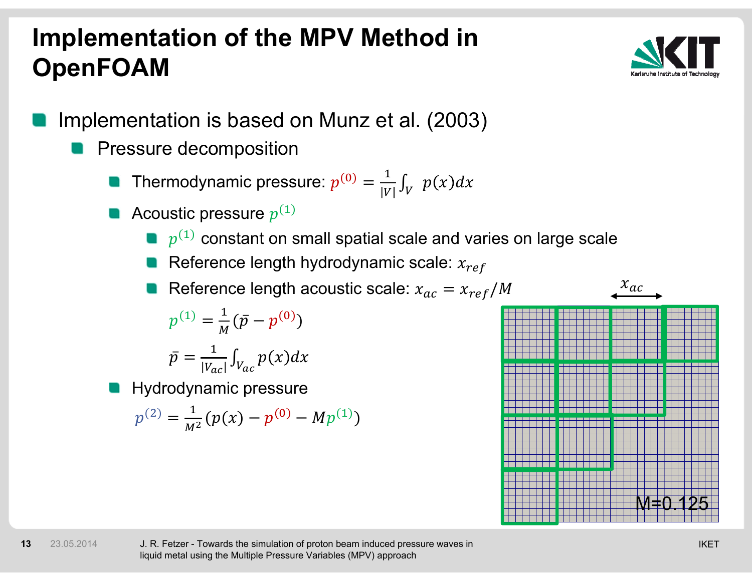# Implementation of the MPV Method in OpenFOAM

- Implementation is based on Munz et al. (2003)
  - Pressure decomposition
    - Thermodynamic pressure: $p^{(0)} = \frac{1}{|V|}\int_V \; p(x)dx$
    - Acoustic pressure $p^{(1)}$
      - $p^{(1)}$ constant on small spatial scale and varies on large scale
      - Reference length hydrodynamic scale: $x_{ref}$
      - Reference length acoustic scale: $x_{ac} = x_{ref}/M$

      $$p^{(1)} = \frac{1}{M}(\bar{p} - p^{(0)})$$

      $$\bar{p} = \frac{1}{|V_{ac}|}\int_{V_{ac}} p(x)dx$$
    - Hydrodynamic pressure

      $$p^{(2)} = \frac{1}{M^2}(p(x) - p^{(0)} - Mp^{(1)})$$

$x_{ac}$

M=0.125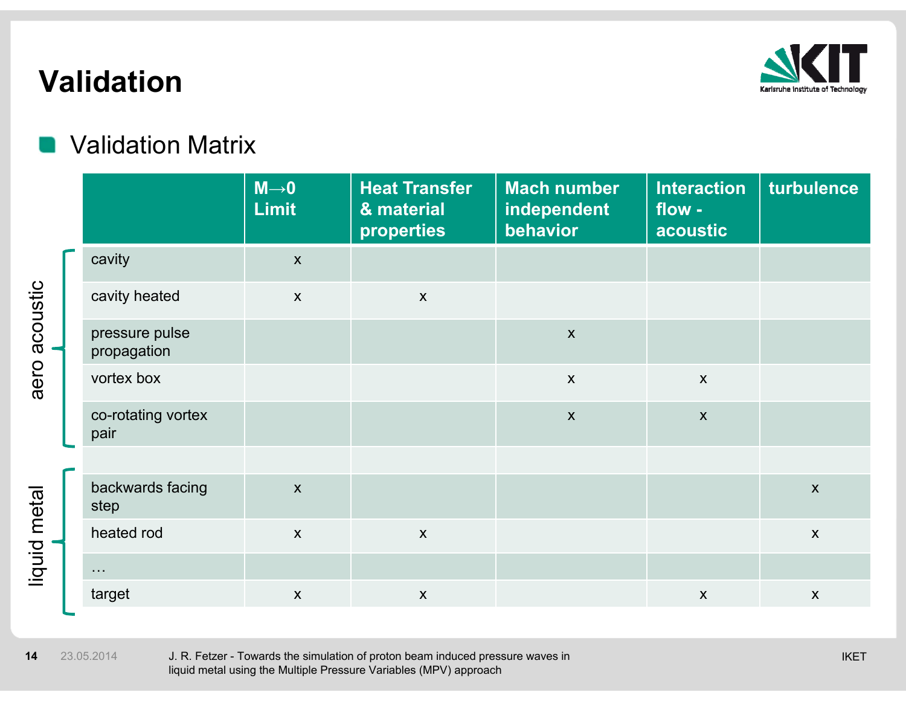# Validation

- Validation Matrix

| | | M→0 Limit | Heat Transfer & material properties | Mach number independent behavior | Interaction flow - acoustic | turbulence |
|---|---|---|---|---|---|---|
| aero acoustic | cavity | x | | | | |
| | cavity heated | x | x | | | |
| | pressure pulse propagation | | | x | | |
| | vortex box | | | x | x | |
| | co-rotating vortex pair | | | x | x | |
| | | | | | | |
| liquid metal | backwards facing step | x | | | | x |
| | heated rod | x | x | | | x |
| | … | | | | | |
| | target | x | x | | x | x |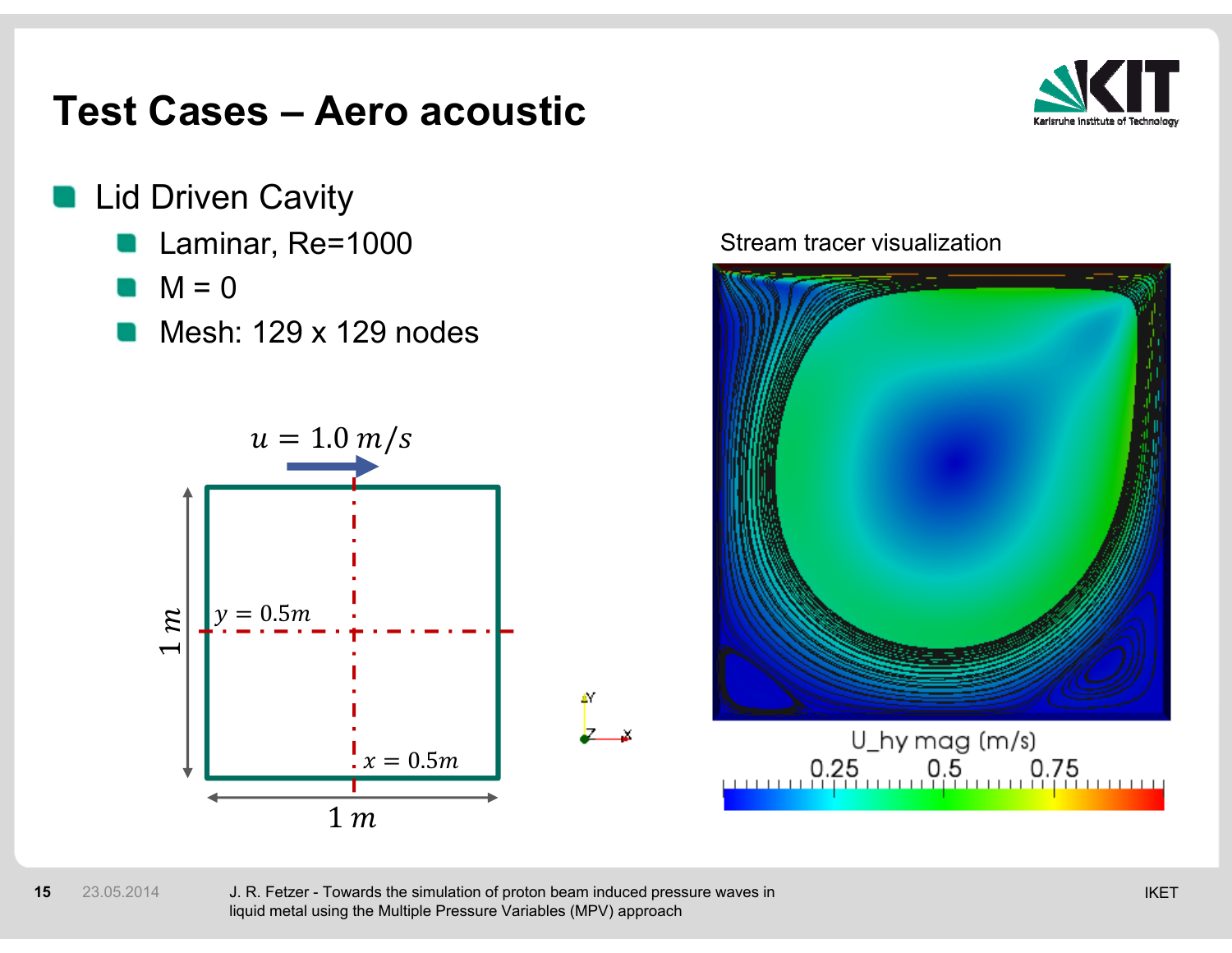# Test Cases – Aero acoustic

- Lid Driven Cavity
  - Laminar, Re=1000
  - M = 0
  - Mesh: 129 x 129 nodes

$u = 1.0\ m/s$

$y = 0.5m$

$x = 0.5m$

$1\ m$

$1\ m$

Stream tracer visualization

U_hy mag (m/s)

0.25 0.5 0.75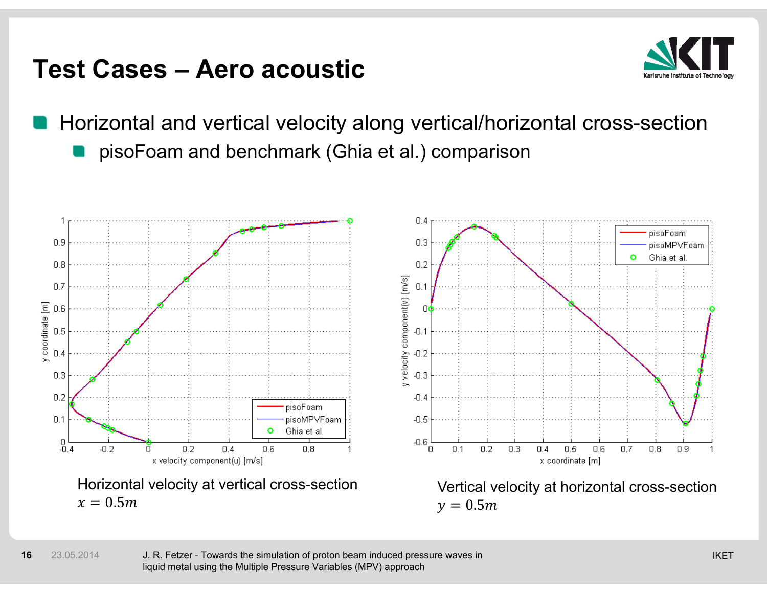# Test Cases – Aero acoustic

- Horizontal and vertical velocity along vertical/horizontal cross-section
  - pisoFoam and benchmark (Ghia et al.) comparison

Horizontal velocity at vertical cross-section $x = 0.5m$

Vertical velocity at horizontal cross-section $y = 0.5m$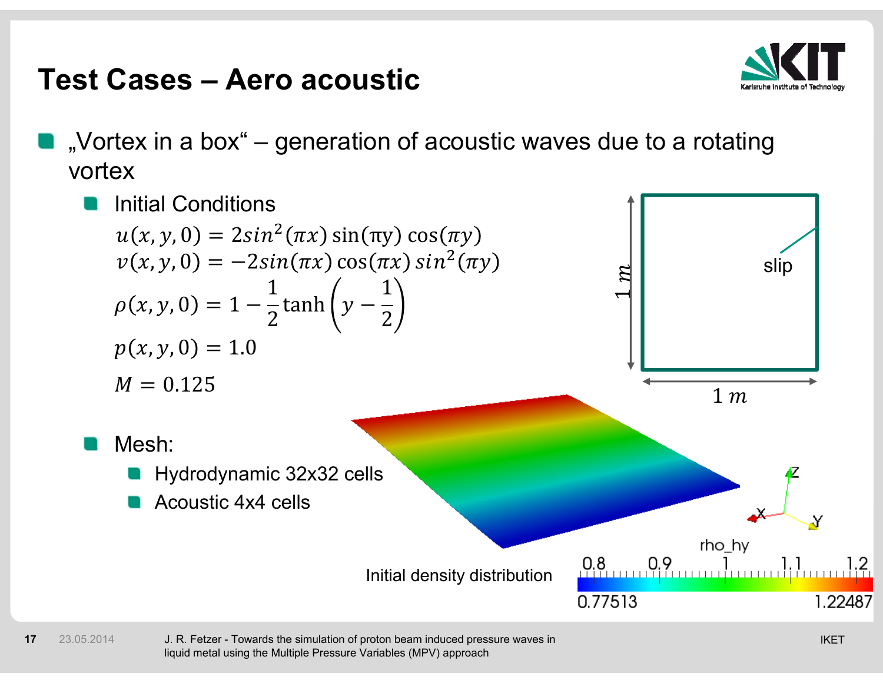# Test Cases – Aero acoustic

- „Vortex in a box" – generation of acoustic waves due to a rotating vortex
  - Initial Conditions

    $$u(x, y, 0) = 2\sin^2(\pi x)\sin(\pi y)\cos(\pi y)$$
    $$v(x, y, 0) = -2\sin(\pi x)\cos(\pi x)\sin^2(\pi y)$$
    $$\rho(x, y, 0) = 1 - \frac{1}{2}\tanh\left(y - \frac{1}{2}\right)$$
    $$p(x, y, 0) = 1.0$$
    $$M = 0.125$$

  - Mesh:
    - Hydrodynamic 32x32 cells
    - Acoustic 4x4 cells

1 m × 1 m box, slip boundaries

Initial density distribution

rho_hy: 0.77513 – 1.22487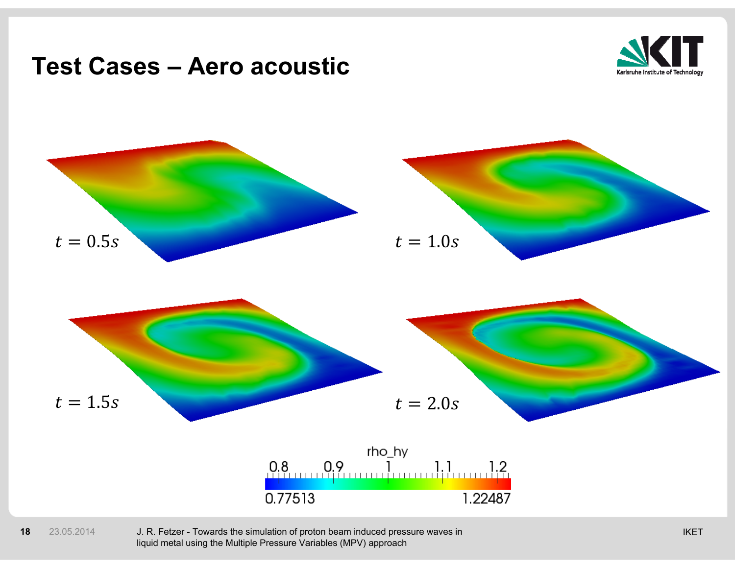# Test Cases – Aero acoustic

$t = 0.5s$

$t = 1.0s$

$t = 1.5s$

$t = 2.0s$

rho_hy

0.8 0.9 1 1.1 1.2

0.77513 1.22487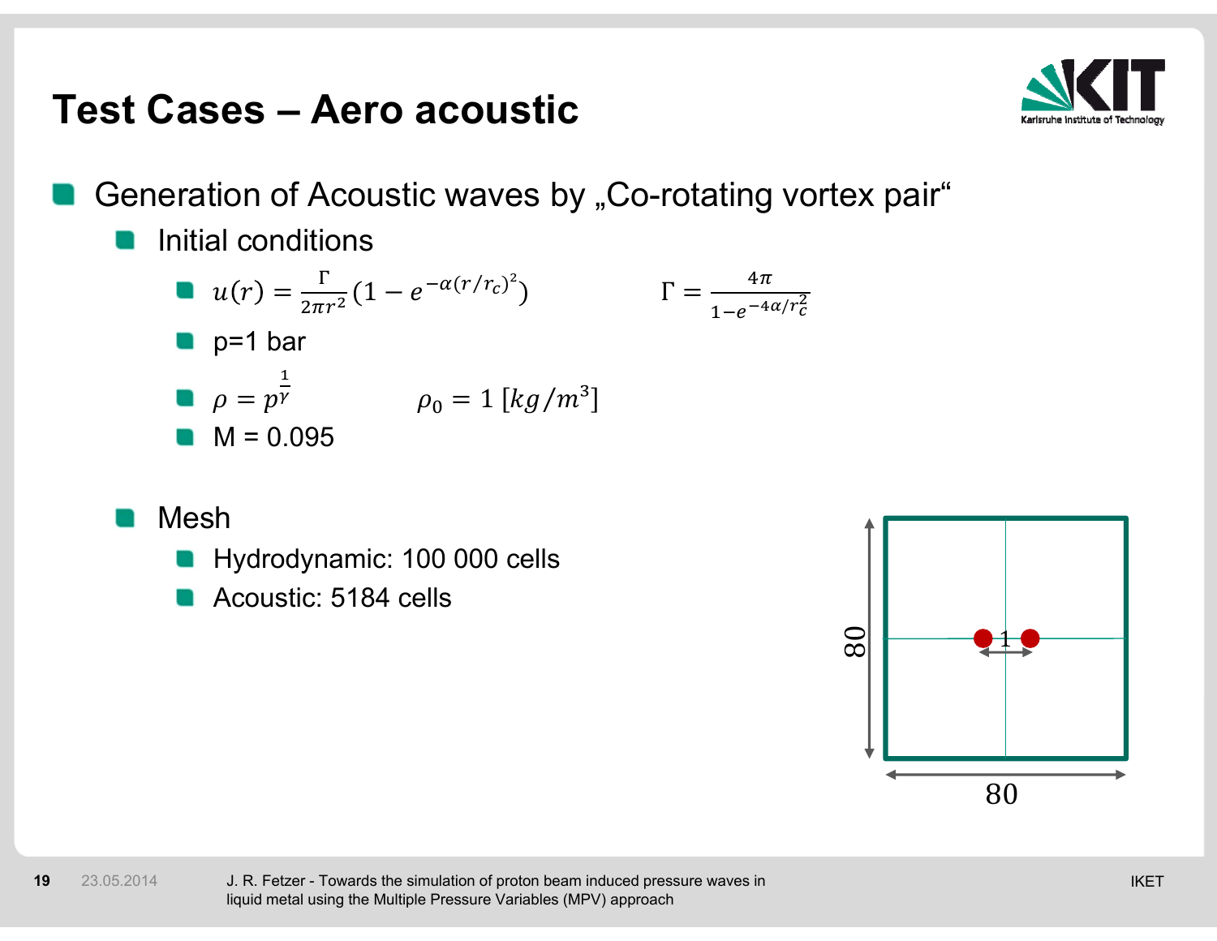# Test Cases – Aero acoustic

- Generation of Acoustic waves by „Co-rotating vortex pair"
  - Initial conditions
    - $u(r) = \frac{\Gamma}{2\pi r^2}\left(1 - e^{-\alpha (r/r_c)^2}\right)$ $\qquad \Gamma = \frac{4\pi}{1 - e^{-4\alpha / r_c^2}}$
    - p=1 bar
    - $\rho = p^{\frac{1}{\gamma}}$ $\qquad \rho_0 = 1\ [kg/m^3]$
    - M = 0.095
  - Mesh
    - Hydrodynamic: 100 000 cells
    - Acoustic: 5184 cells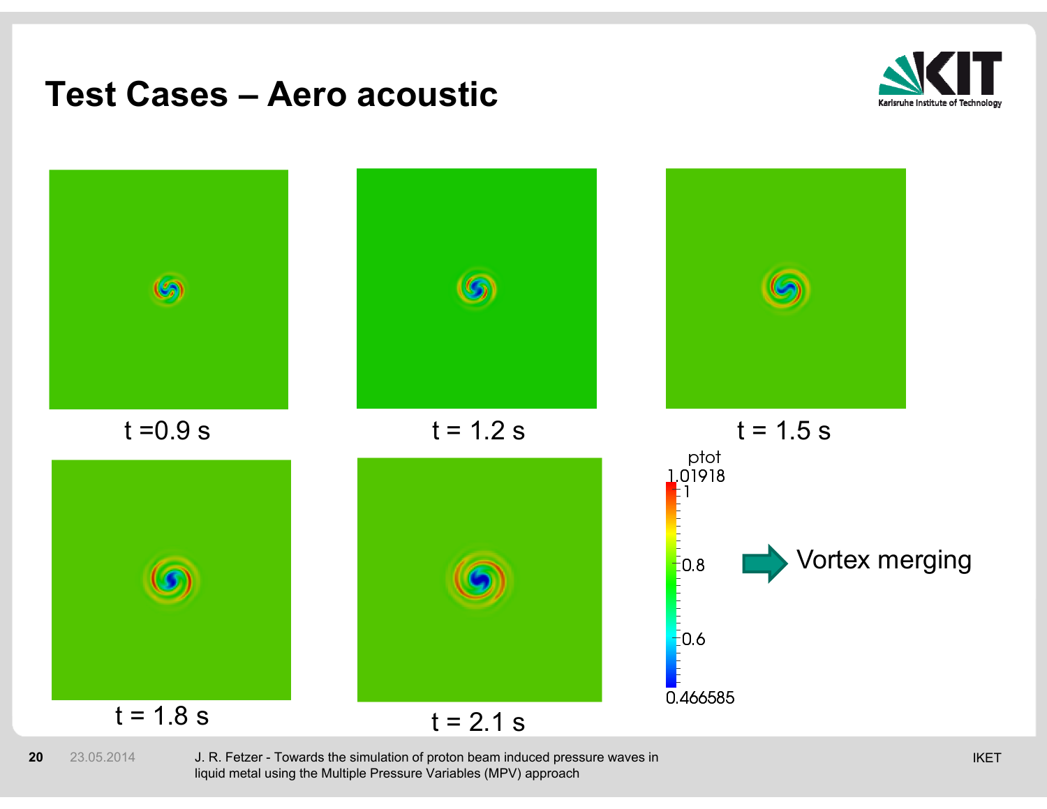# Test Cases – Aero acoustic

t =0.9 s

t = 1.2 s

t = 1.5 s

t = 1.8 s

t = 2.1 s

ptot

1.01918

1

0.8

0.6

0.466585

➡ Vortex merging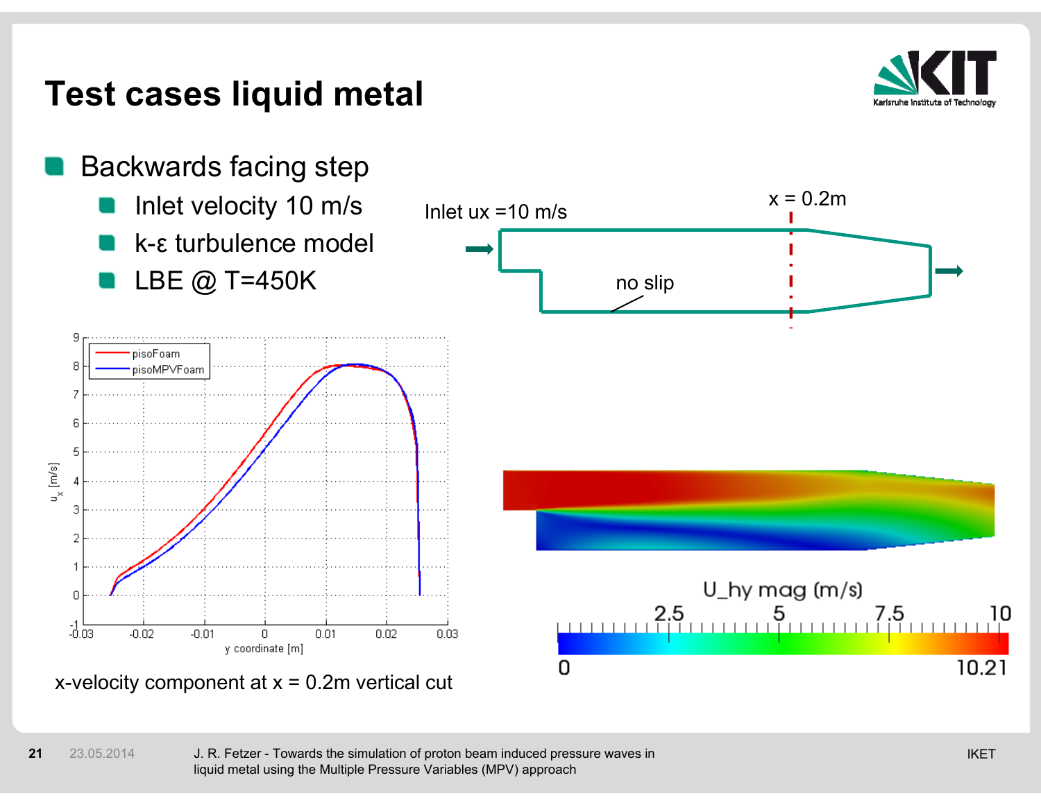# Test cases liquid metal

- Backwards facing step
  - Inlet velocity 10 m/s
  - k-ε turbulence model
  - LBE @ T=450K

Inlet ux =10 m/s

x = 0.2m

no slip

x-velocity component at x = 0.2m vertical cut

U_hy mag (m/s)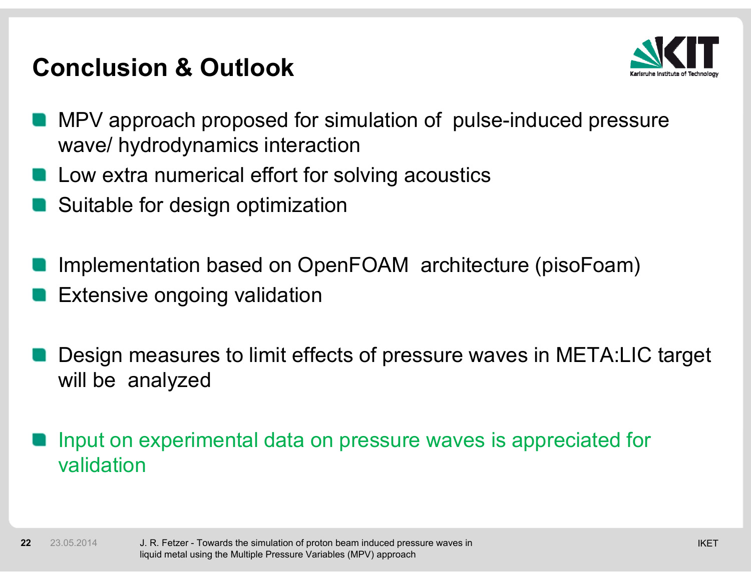# Conclusion & Outlook

- MPV approach proposed for simulation of pulse-induced pressure wave/ hydrodynamics interaction
- Low extra numerical effort for solving acoustics
- Suitable for design optimization

- Implementation based on OpenFOAM architecture (pisoFoam)
- Extensive ongoing validation

- Design measures to limit effects of pressure waves in META:LIC target will be analyzed

- Input on experimental data on pressure waves is appreciated for validation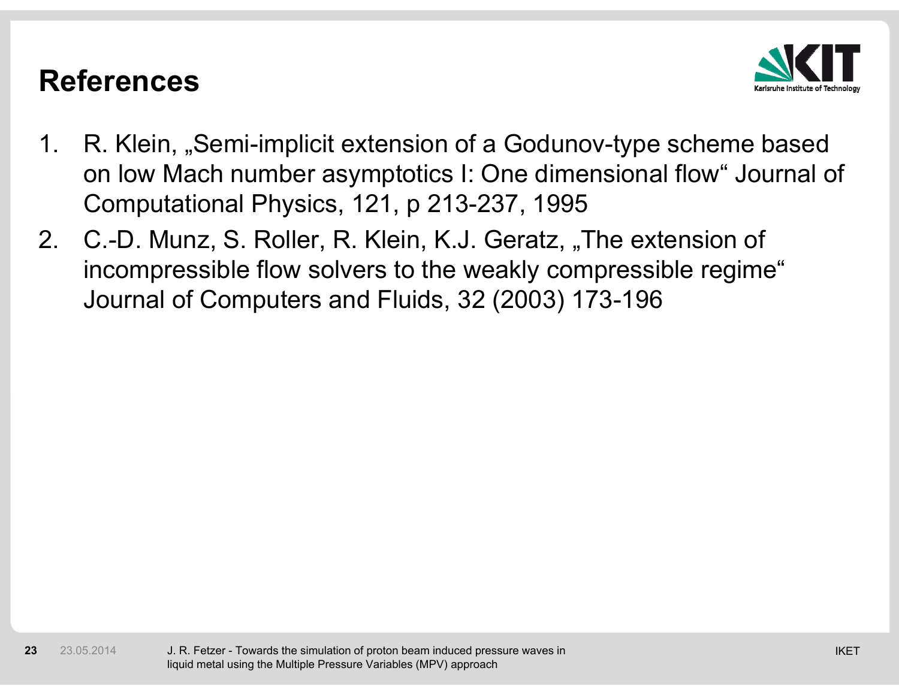# References

1. R. Klein, „Semi-implicit extension of a Godunov-type scheme based on low Mach number asymptotics I: One dimensional flow“ Journal of Computational Physics, 121, p 213-237, 1995
2. C.-D. Munz, S. Roller, R. Klein, K.J. Geratz, „The extension of incompressible flow solvers to the weakly compressible regime“ Journal of Computers and Fluids, 32 (2003) 173-196